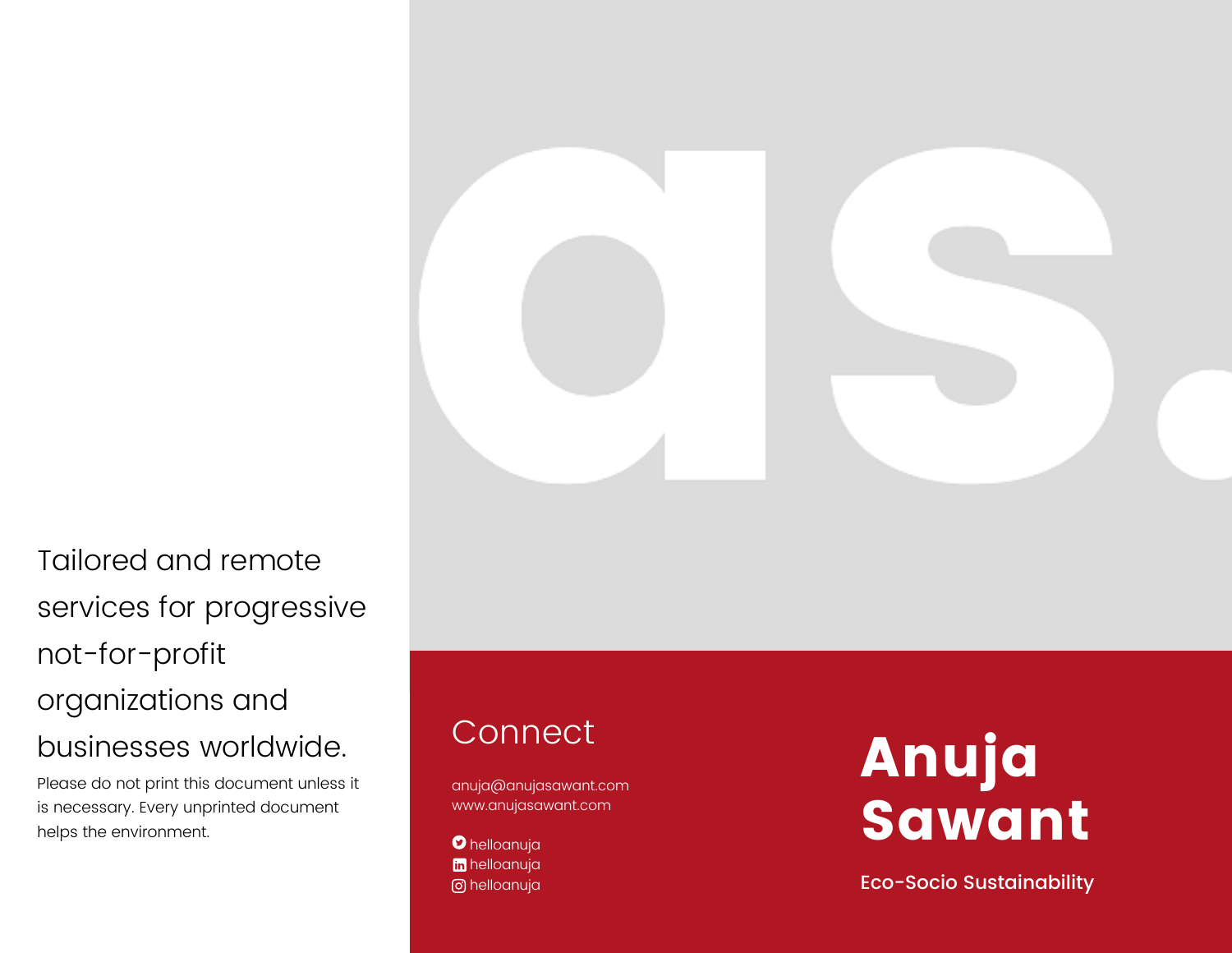Tailored and remote services for progressive not-for-profit organizations and businesses worldwide.

Please do not print this document unless it is necessary. Every unprinted document helps the environment.

as.

## Connect

anuja@anujasawant.com
www.anujasawant.com

helloanuja
helloanuja
helloanuja

# Anuja Sawant

**Eco-Socio Sustainability**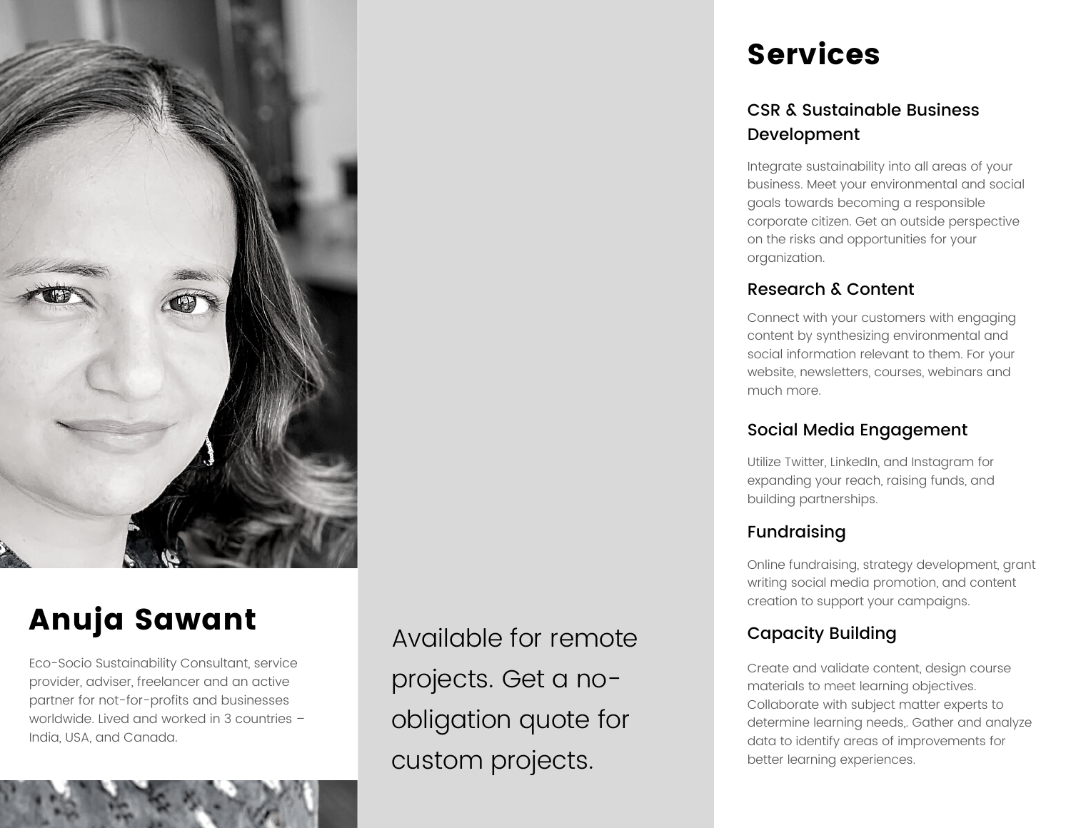## Anuja Sawant

Eco-Socio Sustainability Consultant, service provider, adviser, freelancer and an active partner for not-for-profits and businesses worldwide. Lived and worked in 3 countries – India, USA, and Canada.

Available for remote projects. Get a no-obligation quote for custom projects.

# Services

### CSR & Sustainable Business Development

Integrate sustainability into all areas of your business. Meet your environmental and social goals towards becoming a responsible corporate citizen. Get an outside perspective on the risks and opportunities for your organization.

### Research & Content

Connect with your customers with engaging content by synthesizing environmental and social information relevant to them. For your website, newsletters, courses, webinars and much more.

### Social Media Engagement

Utilize Twitter, LinkedIn, and Instagram for expanding your reach, raising funds, and building partnerships.

### Fundraising

Online fundraising, strategy development, grant writing social media promotion, and content creation to support your campaigns.

### Capacity Building

Create and validate content, design course materials to meet learning objectives. Collaborate with subject matter experts to determine learning needs,. Gather and analyze data to identify areas of improvements for better learning experiences.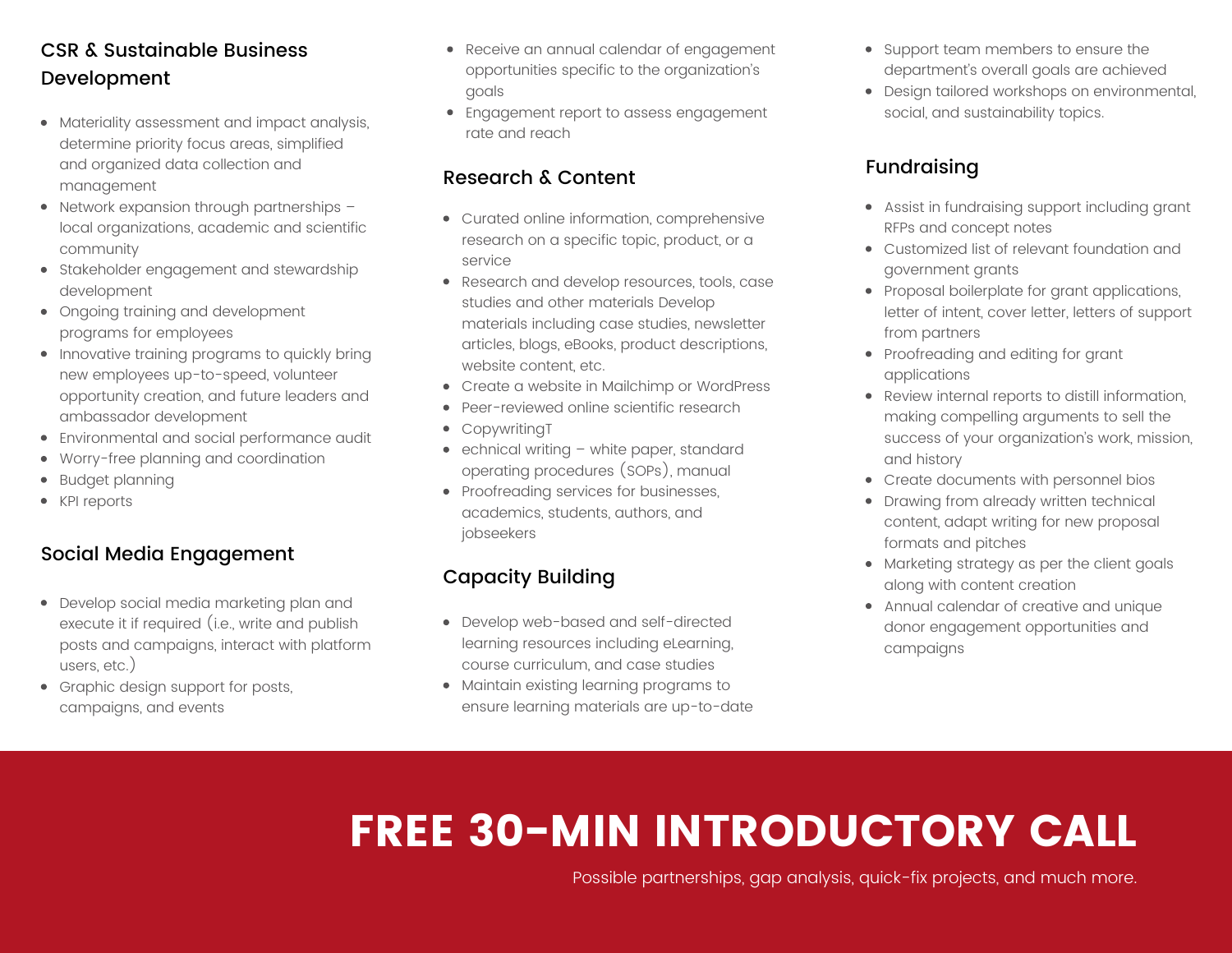## CSR & Sustainable Business Development

- Materiality assessment and impact analysis, determine priority focus areas, simplified and organized data collection and management
- Network expansion through partnerships – local organizations, academic and scientific community
- Stakeholder engagement and stewardship development
- Ongoing training and development programs for employees
- Innovative training programs to quickly bring new employees up-to-speed, volunteer opportunity creation, and future leaders and ambassador development
- Environmental and social performance audit
- Worry-free planning and coordination
- Budget planning
- KPI reports

## Social Media Engagement

- Develop social media marketing plan and execute it if required (i.e., write and publish posts and campaigns, interact with platform users, etc.)
- Graphic design support for posts, campaigns, and events
- Receive an annual calendar of engagement opportunities specific to the organization's goals
- Engagement report to assess engagement rate and reach

## Research & Content

- Curated online information, comprehensive research on a specific topic, product, or a service
- Research and develop resources, tools, case studies and other materials Develop materials including case studies, newsletter articles, blogs, eBooks, product descriptions, website content, etc.
- Create a website in Mailchimp or WordPress
- Peer-reviewed online scientific research
- CopywritingT
- echnical writing – white paper, standard operating procedures (SOPs), manual
- Proofreading services for businesses, academics, students, authors, and jobseekers

## Capacity Building

- Develop web-based and self-directed learning resources including eLearning, course curriculum, and case studies
- Maintain existing learning programs to ensure learning materials are up-to-date
- Support team members to ensure the department's overall goals are achieved
- Design tailored workshops on environmental, social, and sustainability topics.

## Fundraising

- Assist in fundraising support including grant RFPs and concept notes
- Customized list of relevant foundation and government grants
- Proposal boilerplate for grant applications, letter of intent, cover letter, letters of support from partners
- Proofreading and editing for grant applications
- Review internal reports to distill information, making compelling arguments to sell the success of your organization's work, mission, and history
- Create documents with personnel bios
- Drawing from already written technical content, adapt writing for new proposal formats and pitches
- Marketing strategy as per the client goals along with content creation
- Annual calendar of creative and unique donor engagement opportunities and campaigns

# FREE 30-MIN INTRODUCTORY CALL

Possible partnerships, gap analysis, quick-fix projects, and much more.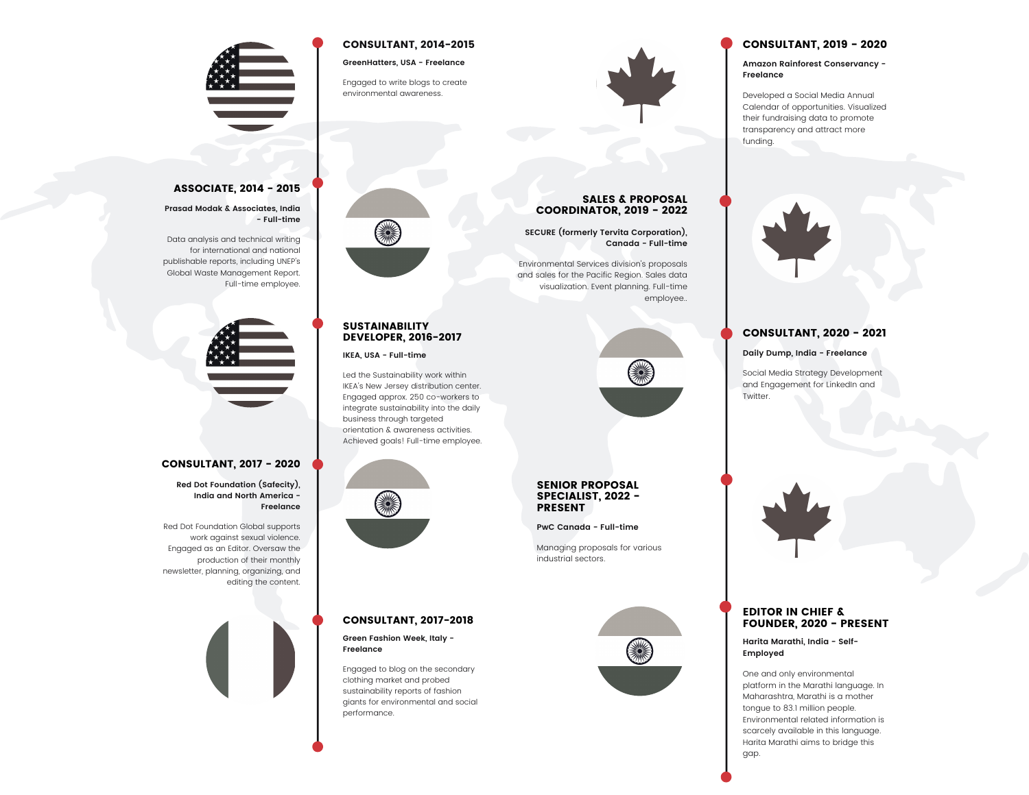### CONSULTANT, 2014-2015

**GreenHatters, USA - Freelance**

Engaged to write blogs to create environmental awareness.

### ASSOCIATE, 2014 - 2015

**Prasad Modak & Associates, India - Full-time**

Data analysis and technical writing for international and national publishable reports, including UNEP's Global Waste Management Report. Full-time employee.

### SUSTAINABILITY DEVELOPER, 2016-2017

**IKEA, USA - Full-time**

Led the Sustainability work within IKEA's New Jersey distribution center. Engaged approx. 250 co-workers to integrate sustainability into the daily business through targeted orientation & awareness activities. Achieved goals! Full-time employee.

### CONSULTANT, 2017 - 2020

**Red Dot Foundation (Safecity), India and North America - Freelance**

Red Dot Foundation Global supports work against sexual violence. Engaged as an Editor. Oversaw the production of their monthly newsletter, planning, organizing, and editing the content.

### CONSULTANT, 2017-2018

**Green Fashion Week, Italy - Freelance**

Engaged to blog on the secondary clothing market and probed sustainability reports of fashion giants for environmental and social performance.

### CONSULTANT, 2019 - 2020

**Amazon Rainforest Conservancy - Freelance**

Developed a Social Media Annual Calendar of opportunities. Visualized their fundraising data to promote transparency and attract more funding.

### SALES & PROPOSAL COORDINATOR, 2019 - 2022

**SECURE (formerly Tervita Corporation), Canada - Full-time**

Environmental Services division's proposals and sales for the Pacific Region. Sales data visualization. Event planning. Full-time employee..

### CONSULTANT, 2020 - 2021

**Daily Dump, India - Freelance**

Social Media Strategy Development and Engagement for LinkedIn and Twitter.

### SENIOR PROPOSAL SPECIALIST, 2022 - PRESENT

**PwC Canada - Full-time**

Managing proposals for various industrial sectors.

### EDITOR IN CHIEF & FOUNDER, 2020 - PRESENT

**Harita Marathi, India - Self-Employed**

One and only environmental platform in the Marathi language. In Maharashtra, Marathi is a mother tongue to 83.1 million people. Environmental related information is scarcely available in this language. Harita Marathi aims to bridge this gap.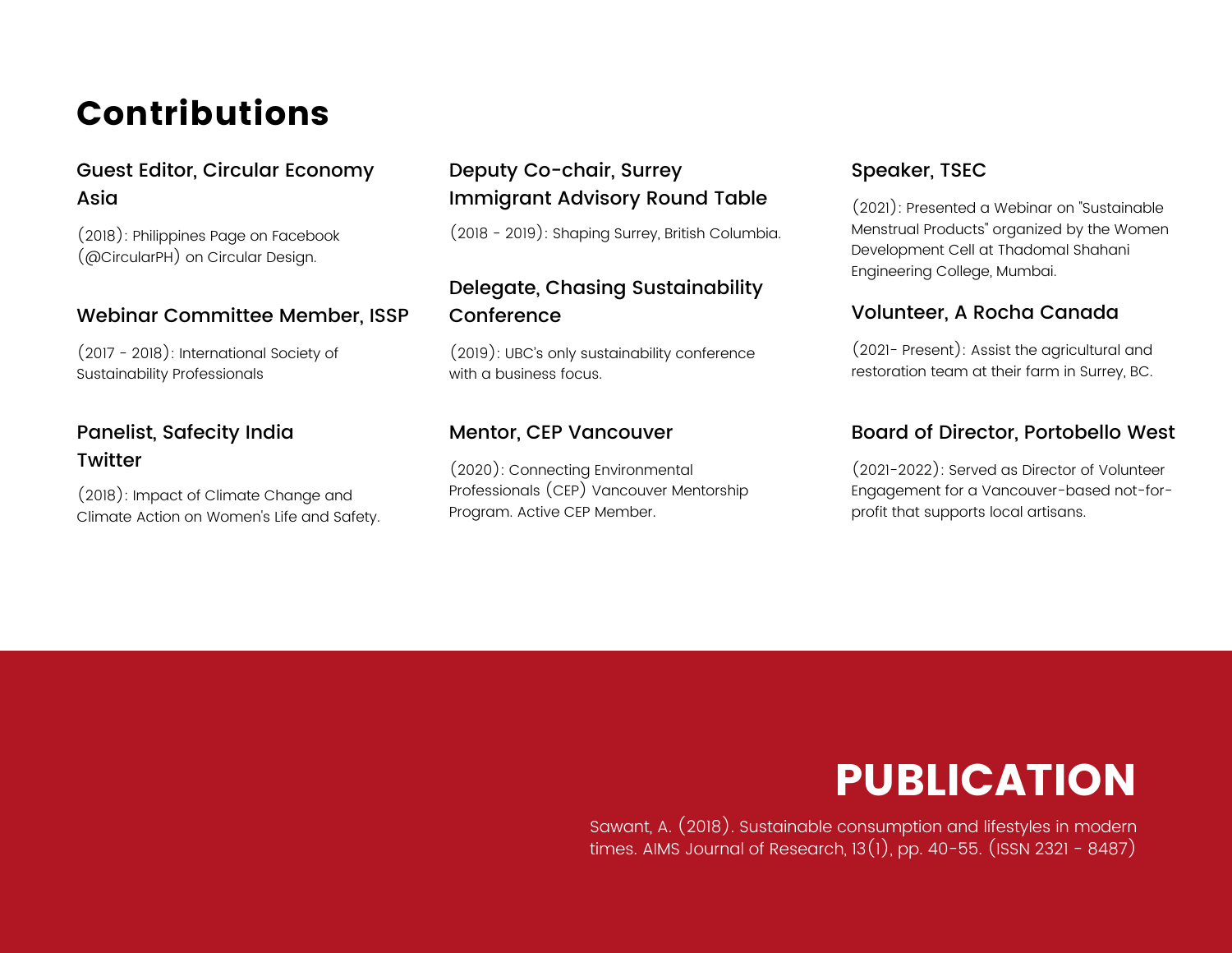# Contributions

### Guest Editor, Circular Economy Asia

(2018): Philippines Page on Facebook (@CircularPH) on Circular Design.

### Webinar Committee Member, ISSP

(2017 - 2018): International Society of Sustainability Professionals

### Panelist, Safecity India Twitter

(2018): Impact of Climate Change and Climate Action on Women's Life and Safety.

### Deputy Co-chair, Surrey Immigrant Advisory Round Table

(2018 - 2019): Shaping Surrey, British Columbia.

### Delegate, Chasing Sustainability Conference

(2019): UBC's only sustainability conference with a business focus.

### Mentor, CEP Vancouver

(2020): Connecting Environmental Professionals (CEP) Vancouver Mentorship Program. Active CEP Member.

### Speaker, TSEC

(2021): Presented a Webinar on "Sustainable Menstrual Products" organized by the Women Development Cell at Thadomal Shahani Engineering College, Mumbai.

### Volunteer, A Rocha Canada

(2021- Present): Assist the agricultural and restoration team at their farm in Surrey, BC.

### Board of Director, Portobello West

(2021-2022): Served as Director of Volunteer Engagement for a Vancouver-based not-for-profit that supports local artisans.

# PUBLICATION

Sawant, A. (2018). Sustainable consumption and lifestyles in modern times. AIMS Journal of Research, 13(1), pp. 40-55. (ISSN 2321 - 8487)